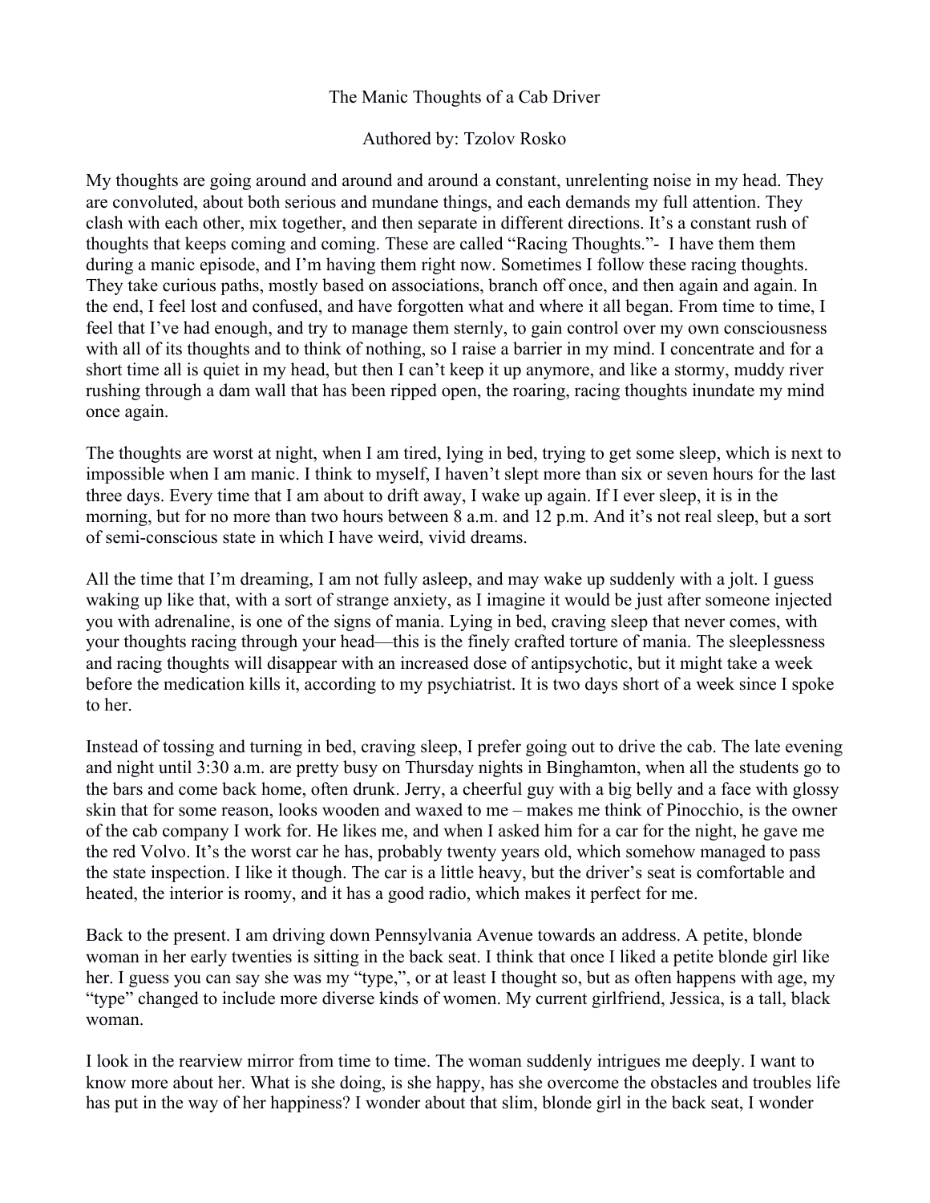# The Manic Thoughts of a Cab Driver

Authored by: Tzolov Rosko

My thoughts are going around and around and around a constant, unrelenting noise in my head. They are convoluted, about both serious and mundane things, and each demands my full attention. They clash with each other, mix together, and then separate in different directions. It's a constant rush of thoughts that keeps coming and coming. These are called "Racing Thoughts."- I have them them during a manic episode, and I'm having them right now. Sometimes I follow these racing thoughts. They take curious paths, mostly based on associations, branch off once, and then again and again. In the end, I feel lost and confused, and have forgotten what and where it all began. From time to time, I feel that I've had enough, and try to manage them sternly, to gain control over my own consciousness with all of its thoughts and to think of nothing, so I raise a barrier in my mind. I concentrate and for a short time all is quiet in my head, but then I can't keep it up anymore, and like a stormy, muddy river rushing through a dam wall that has been ripped open, the roaring, racing thoughts inundate my mind once again.

The thoughts are worst at night, when I am tired, lying in bed, trying to get some sleep, which is next to impossible when I am manic. I think to myself, I haven't slept more than six or seven hours for the last three days. Every time that I am about to drift away, I wake up again. If I ever sleep, it is in the morning, but for no more than two hours between 8 a.m. and 12 p.m. And it's not real sleep, but a sort of semi-conscious state in which I have weird, vivid dreams.

All the time that I'm dreaming, I am not fully asleep, and may wake up suddenly with a jolt. I guess waking up like that, with a sort of strange anxiety, as I imagine it would be just after someone injected you with adrenaline, is one of the signs of mania. Lying in bed, craving sleep that never comes, with your thoughts racing through your head—this is the finely crafted torture of mania. The sleeplessness and racing thoughts will disappear with an increased dose of antipsychotic, but it might take a week before the medication kills it, according to my psychiatrist. It is two days short of a week since I spoke to her.

Instead of tossing and turning in bed, craving sleep, I prefer going out to drive the cab. The late evening and night until 3:30 a.m. are pretty busy on Thursday nights in Binghamton, when all the students go to the bars and come back home, often drunk. Jerry, a cheerful guy with a big belly and a face with glossy skin that for some reason, looks wooden and waxed to me – makes me think of Pinocchio, is the owner of the cab company I work for. He likes me, and when I asked him for a car for the night, he gave me the red Volvo. It's the worst car he has, probably twenty years old, which somehow managed to pass the state inspection. I like it though. The car is a little heavy, but the driver's seat is comfortable and heated, the interior is roomy, and it has a good radio, which makes it perfect for me.

Back to the present. I am driving down Pennsylvania Avenue towards an address. A petite, blonde woman in her early twenties is sitting in the back seat. I think that once I liked a petite blonde girl like her. I guess you can say she was my "type,", or at least I thought so, but as often happens with age, my "type" changed to include more diverse kinds of women. My current girlfriend, Jessica, is a tall, black woman.

I look in the rearview mirror from time to time. The woman suddenly intrigues me deeply. I want to know more about her. What is she doing, is she happy, has she overcome the obstacles and troubles life has put in the way of her happiness? I wonder about that slim, blonde girl in the back seat, I wonder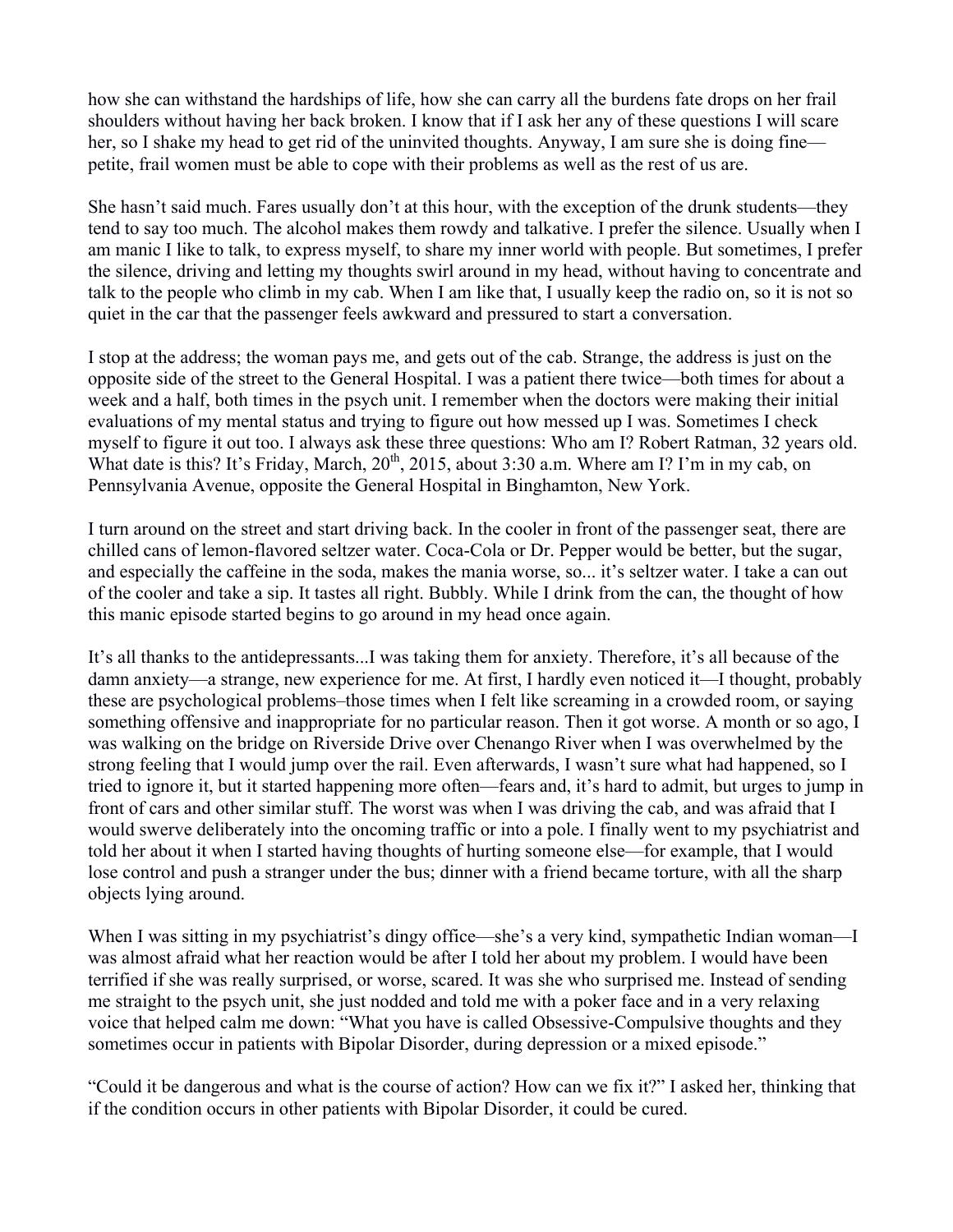how she can withstand the hardships of life, how she can carry all the burdens fate drops on her frail shoulders without having her back broken. I know that if I ask her any of these questions I will scare her, so I shake my head to get rid of the uninvited thoughts. Anyway, I am sure she is doing fine—petite, frail women must be able to cope with their problems as well as the rest of us are.

She hasn't said much. Fares usually don't at this hour, with the exception of the drunk students—they tend to say too much. The alcohol makes them rowdy and talkative. I prefer the silence. Usually when I am manic I like to talk, to express myself, to share my inner world with people. But sometimes, I prefer the silence, driving and letting my thoughts swirl around in my head, without having to concentrate and talk to the people who climb in my cab. When I am like that, I usually keep the radio on, so it is not so quiet in the car that the passenger feels awkward and pressured to start a conversation.

I stop at the address; the woman pays me, and gets out of the cab. Strange, the address is just on the opposite side of the street to the General Hospital. I was a patient there twice—both times for about a week and a half, both times in the psych unit. I remember when the doctors were making their initial evaluations of my mental status and trying to figure out how messed up I was. Sometimes I check myself to figure it out too. I always ask these three questions: Who am I? Robert Ratman, 32 years old. What date is this? It's Friday, March, 20th, 2015, about 3:30 a.m. Where am I? I'm in my cab, on Pennsylvania Avenue, opposite the General Hospital in Binghamton, New York.

I turn around on the street and start driving back. In the cooler in front of the passenger seat, there are chilled cans of lemon-flavored seltzer water. Coca-Cola or Dr. Pepper would be better, but the sugar, and especially the caffeine in the soda, makes the mania worse, so... it's seltzer water. I take a can out of the cooler and take a sip. It tastes all right. Bubbly. While I drink from the can, the thought of how this manic episode started begins to go around in my head once again.

It's all thanks to the antidepressants...I was taking them for anxiety. Therefore, it's all because of the damn anxiety—a strange, new experience for me. At first, I hardly even noticed it—I thought, probably these are psychological problems–those times when I felt like screaming in a crowded room, or saying something offensive and inappropriate for no particular reason. Then it got worse. A month or so ago, I was walking on the bridge on Riverside Drive over Chenango River when I was overwhelmed by the strong feeling that I would jump over the rail. Even afterwards, I wasn't sure what had happened, so I tried to ignore it, but it started happening more often—fears and, it's hard to admit, but urges to jump in front of cars and other similar stuff. The worst was when I was driving the cab, and was afraid that I would swerve deliberately into the oncoming traffic or into a pole. I finally went to my psychiatrist and told her about it when I started having thoughts of hurting someone else—for example, that I would lose control and push a stranger under the bus; dinner with a friend became torture, with all the sharp objects lying around.

When I was sitting in my psychiatrist's dingy office—she's a very kind, sympathetic Indian woman—I was almost afraid what her reaction would be after I told her about my problem. I would have been terrified if she was really surprised, or worse, scared. It was she who surprised me. Instead of sending me straight to the psych unit, she just nodded and told me with a poker face and in a very relaxing voice that helped calm me down: "What you have is called Obsessive-Compulsive thoughts and they sometimes occur in patients with Bipolar Disorder, during depression or a mixed episode."

"Could it be dangerous and what is the course of action? How can we fix it?" I asked her, thinking that if the condition occurs in other patients with Bipolar Disorder, it could be cured.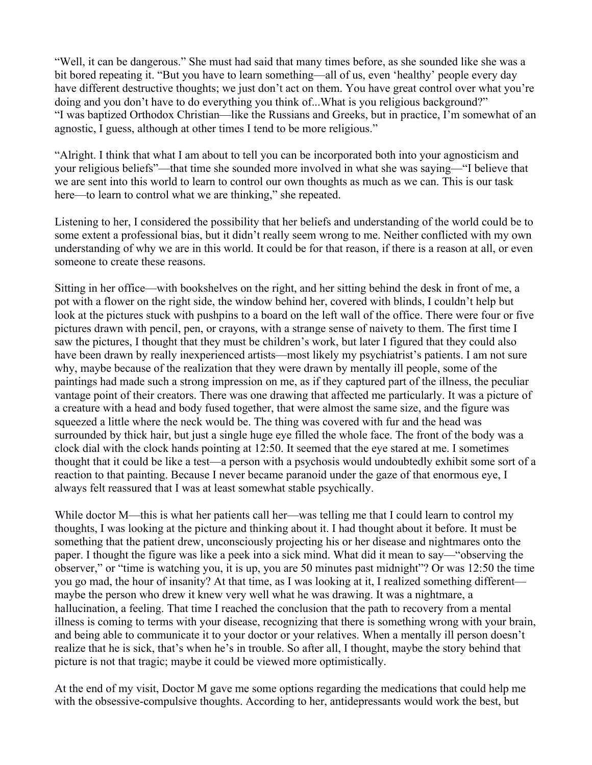"Well, it can be dangerous." She must had said that many times before, as she sounded like she was a bit bored repeating it. "But you have to learn something—all of us, even 'healthy' people every day have different destructive thoughts; we just don't act on them. You have great control over what you're doing and you don't have to do everything you think of...What is you religious background?"
"I was baptized Orthodox Christian—like the Russians and Greeks, but in practice, I'm somewhat of an agnostic, I guess, although at other times I tend to be more religious."

"Alright. I think that what I am about to tell you can be incorporated both into your agnosticism and your religious beliefs"—that time she sounded more involved in what she was saying—"I believe that we are sent into this world to learn to control our own thoughts as much as we can. This is our task here—to learn to control what we are thinking," she repeated.

Listening to her, I considered the possibility that her beliefs and understanding of the world could be to some extent a professional bias, but it didn't really seem wrong to me. Neither conflicted with my own understanding of why we are in this world. It could be for that reason, if there is a reason at all, or even someone to create these reasons.

Sitting in her office—with bookshelves on the right, and her sitting behind the desk in front of me, a pot with a flower on the right side, the window behind her, covered with blinds, I couldn't help but look at the pictures stuck with pushpins to a board on the left wall of the office. There were four or five pictures drawn with pencil, pen, or crayons, with a strange sense of naivety to them. The first time I saw the pictures, I thought that they must be children's work, but later I figured that they could also have been drawn by really inexperienced artists—most likely my psychiatrist's patients. I am not sure why, maybe because of the realization that they were drawn by mentally ill people, some of the paintings had made such a strong impression on me, as if they captured part of the illness, the peculiar vantage point of their creators. There was one drawing that affected me particularly. It was a picture of a creature with a head and body fused together, that were almost the same size, and the figure was squeezed a little where the neck would be. The thing was covered with fur and the head was surrounded by thick hair, but just a single huge eye filled the whole face. The front of the body was a clock dial with the clock hands pointing at 12:50. It seemed that the eye stared at me. I sometimes thought that it could be like a test—a person with a psychosis would undoubtedly exhibit some sort of a reaction to that painting. Because I never became paranoid under the gaze of that enormous eye, I always felt reassured that I was at least somewhat stable psychically.

While doctor M—this is what her patients call her—was telling me that I could learn to control my thoughts, I was looking at the picture and thinking about it. I had thought about it before. It must be something that the patient drew, unconsciously projecting his or her disease and nightmares onto the paper. I thought the figure was like a peek into a sick mind. What did it mean to say—"observing the observer," or "time is watching you, it is up, you are 50 minutes past midnight"? Or was 12:50 the time you go mad, the hour of insanity? At that time, as I was looking at it, I realized something different—maybe the person who drew it knew very well what he was drawing. It was a nightmare, a hallucination, a feeling. That time I reached the conclusion that the path to recovery from a mental illness is coming to terms with your disease, recognizing that there is something wrong with your brain, and being able to communicate it to your doctor or your relatives. When a mentally ill person doesn't realize that he is sick, that's when he's in trouble. So after all, I thought, maybe the story behind that picture is not that tragic; maybe it could be viewed more optimistically.

At the end of my visit, Doctor M gave me some options regarding the medications that could help me with the obsessive-compulsive thoughts. According to her, antidepressants would work the best, but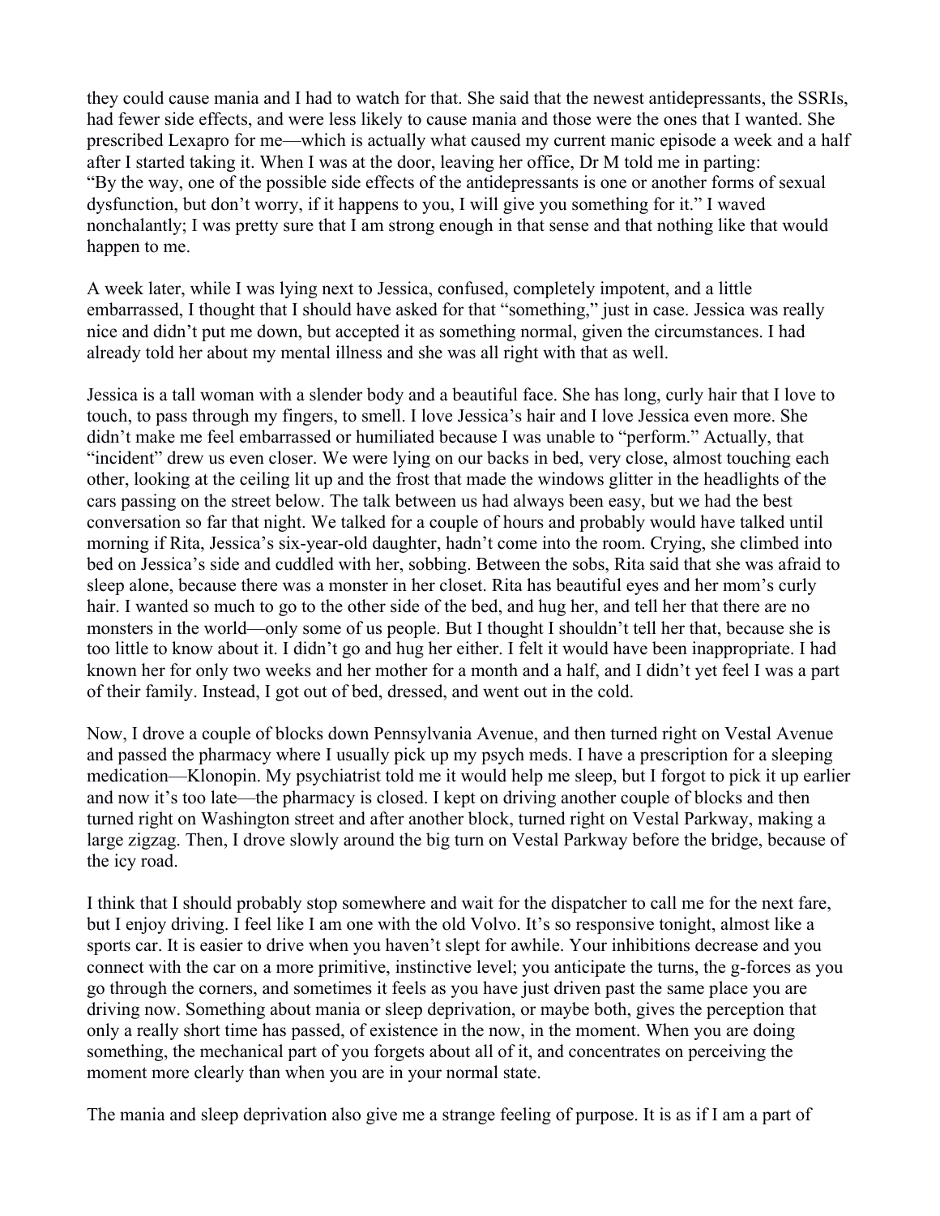they could cause mania and I had to watch for that. She said that the newest antidepressants, the SSRIs, had fewer side effects, and were less likely to cause mania and those were the ones that I wanted. She prescribed Lexapro for me—which is actually what caused my current manic episode a week and a half after I started taking it. When I was at the door, leaving her office, Dr M told me in parting: "By the way, one of the possible side effects of the antidepressants is one or another forms of sexual dysfunction, but don't worry, if it happens to you, I will give you something for it." I waved nonchalantly; I was pretty sure that I am strong enough in that sense and that nothing like that would happen to me.

A week later, while I was lying next to Jessica, confused, completely impotent, and a little embarrassed, I thought that I should have asked for that "something," just in case. Jessica was really nice and didn't put me down, but accepted it as something normal, given the circumstances. I had already told her about my mental illness and she was all right with that as well.

Jessica is a tall woman with a slender body and a beautiful face. She has long, curly hair that I love to touch, to pass through my fingers, to smell. I love Jessica's hair and I love Jessica even more. She didn't make me feel embarrassed or humiliated because I was unable to "perform." Actually, that "incident" drew us even closer. We were lying on our backs in bed, very close, almost touching each other, looking at the ceiling lit up and the frost that made the windows glitter in the headlights of the cars passing on the street below. The talk between us had always been easy, but we had the best conversation so far that night. We talked for a couple of hours and probably would have talked until morning if Rita, Jessica's six-year-old daughter, hadn't come into the room. Crying, she climbed into bed on Jessica's side and cuddled with her, sobbing. Between the sobs, Rita said that she was afraid to sleep alone, because there was a monster in her closet. Rita has beautiful eyes and her mom's curly hair. I wanted so much to go to the other side of the bed, and hug her, and tell her that there are no monsters in the world—only some of us people. But I thought I shouldn't tell her that, because she is too little to know about it. I didn't go and hug her either. I felt it would have been inappropriate. I had known her for only two weeks and her mother for a month and a half, and I didn't yet feel I was a part of their family. Instead, I got out of bed, dressed, and went out in the cold.

Now, I drove a couple of blocks down Pennsylvania Avenue, and then turned right on Vestal Avenue and passed the pharmacy where I usually pick up my psych meds. I have a prescription for a sleeping medication—Klonopin. My psychiatrist told me it would help me sleep, but I forgot to pick it up earlier and now it's too late—the pharmacy is closed. I kept on driving another couple of blocks and then turned right on Washington street and after another block, turned right on Vestal Parkway, making a large zigzag. Then, I drove slowly around the big turn on Vestal Parkway before the bridge, because of the icy road.

I think that I should probably stop somewhere and wait for the dispatcher to call me for the next fare, but I enjoy driving. I feel like I am one with the old Volvo. It's so responsive tonight, almost like a sports car. It is easier to drive when you haven't slept for awhile. Your inhibitions decrease and you connect with the car on a more primitive, instinctive level; you anticipate the turns, the g-forces as you go through the corners, and sometimes it feels as you have just driven past the same place you are driving now. Something about mania or sleep deprivation, or maybe both, gives the perception that only a really short time has passed, of existence in the now, in the moment. When you are doing something, the mechanical part of you forgets about all of it, and concentrates on perceiving the moment more clearly than when you are in your normal state.

The mania and sleep deprivation also give me a strange feeling of purpose. It is as if I am a part of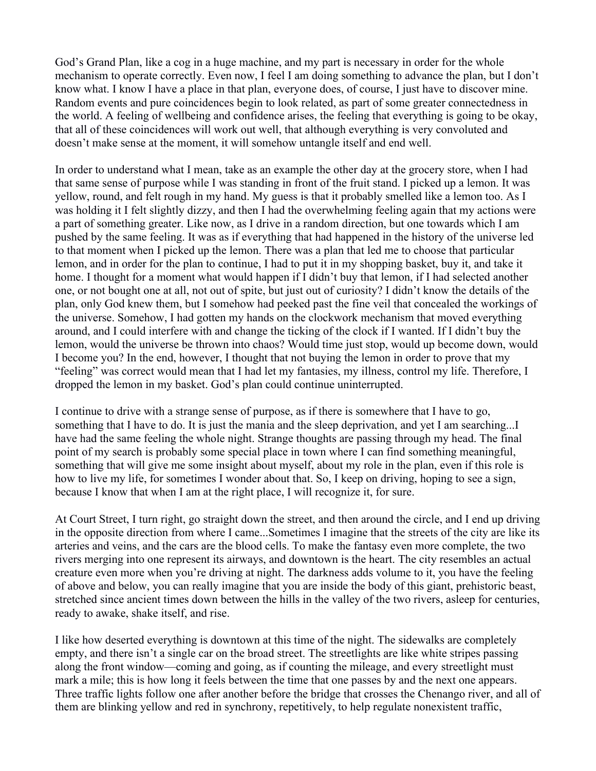God's Grand Plan, like a cog in a huge machine, and my part is necessary in order for the whole mechanism to operate correctly. Even now, I feel I am doing something to advance the plan, but I don't know what. I know I have a place in that plan, everyone does, of course, I just have to discover mine. Random events and pure coincidences begin to look related, as part of some greater connectedness in the world. A feeling of wellbeing and confidence arises, the feeling that everything is going to be okay, that all of these coincidences will work out well, that although everything is very convoluted and doesn't make sense at the moment, it will somehow untangle itself and end well.

In order to understand what I mean, take as an example the other day at the grocery store, when I had that same sense of purpose while I was standing in front of the fruit stand. I picked up a lemon. It was yellow, round, and felt rough in my hand. My guess is that it probably smelled like a lemon too. As I was holding it I felt slightly dizzy, and then I had the overwhelming feeling again that my actions were a part of something greater. Like now, as I drive in a random direction, but one towards which I am pushed by the same feeling. It was as if everything that had happened in the history of the universe led to that moment when I picked up the lemon. There was a plan that led me to choose that particular lemon, and in order for the plan to continue, I had to put it in my shopping basket, buy it, and take it home. I thought for a moment what would happen if I didn't buy that lemon, if I had selected another one, or not bought one at all, not out of spite, but just out of curiosity? I didn't know the details of the plan, only God knew them, but I somehow had peeked past the fine veil that concealed the workings of the universe. Somehow, I had gotten my hands on the clockwork mechanism that moved everything around, and I could interfere with and change the ticking of the clock if I wanted. If I didn't buy the lemon, would the universe be thrown into chaos? Would time just stop, would up become down, would I become you? In the end, however, I thought that not buying the lemon in order to prove that my "feeling" was correct would mean that I had let my fantasies, my illness, control my life. Therefore, I dropped the lemon in my basket. God's plan could continue uninterrupted.

I continue to drive with a strange sense of purpose, as if there is somewhere that I have to go, something that I have to do. It is just the mania and the sleep deprivation, and yet I am searching...I have had the same feeling the whole night. Strange thoughts are passing through my head. The final point of my search is probably some special place in town where I can find something meaningful, something that will give me some insight about myself, about my role in the plan, even if this role is how to live my life, for sometimes I wonder about that. So, I keep on driving, hoping to see a sign, because I know that when I am at the right place, I will recognize it, for sure.

At Court Street, I turn right, go straight down the street, and then around the circle, and I end up driving in the opposite direction from where I came...Sometimes I imagine that the streets of the city are like its arteries and veins, and the cars are the blood cells. To make the fantasy even more complete, the two rivers merging into one represent its airways, and downtown is the heart. The city resembles an actual creature even more when you're driving at night. The darkness adds volume to it, you have the feeling of above and below, you can really imagine that you are inside the body of this giant, prehistoric beast, stretched since ancient times down between the hills in the valley of the two rivers, asleep for centuries, ready to awake, shake itself, and rise.

I like how deserted everything is downtown at this time of the night. The sidewalks are completely empty, and there isn't a single car on the broad street. The streetlights are like white stripes passing along the front window—coming and going, as if counting the mileage, and every streetlight must mark a mile; this is how long it feels between the time that one passes by and the next one appears. Three traffic lights follow one after another before the bridge that crosses the Chenango river, and all of them are blinking yellow and red in synchrony, repetitively, to help regulate nonexistent traffic,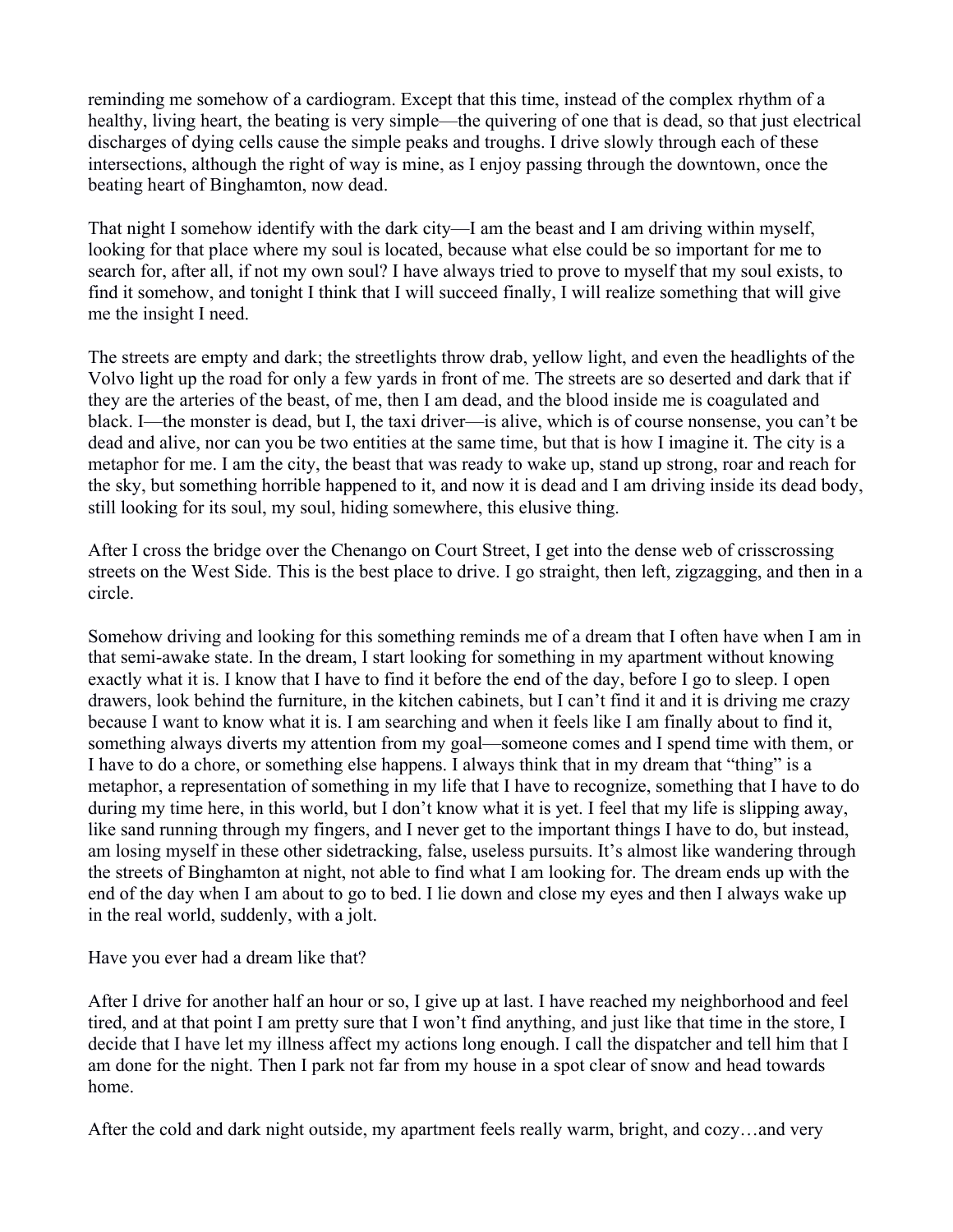reminding me somehow of a cardiogram. Except that this time, instead of the complex rhythm of a healthy, living heart, the beating is very simple—the quivering of one that is dead, so that just electrical discharges of dying cells cause the simple peaks and troughs. I drive slowly through each of these intersections, although the right of way is mine, as I enjoy passing through the downtown, once the beating heart of Binghamton, now dead.

That night I somehow identify with the dark city—I am the beast and I am driving within myself, looking for that place where my soul is located, because what else could be so important for me to search for, after all, if not my own soul? I have always tried to prove to myself that my soul exists, to find it somehow, and tonight I think that I will succeed finally, I will realize something that will give me the insight I need.

The streets are empty and dark; the streetlights throw drab, yellow light, and even the headlights of the Volvo light up the road for only a few yards in front of me. The streets are so deserted and dark that if they are the arteries of the beast, of me, then I am dead, and the blood inside me is coagulated and black. I—the monster is dead, but I, the taxi driver—is alive, which is of course nonsense, you can't be dead and alive, nor can you be two entities at the same time, but that is how I imagine it. The city is a metaphor for me. I am the city, the beast that was ready to wake up, stand up strong, roar and reach for the sky, but something horrible happened to it, and now it is dead and I am driving inside its dead body, still looking for its soul, my soul, hiding somewhere, this elusive thing.

After I cross the bridge over the Chenango on Court Street, I get into the dense web of crisscrossing streets on the West Side. This is the best place to drive. I go straight, then left, zigzagging, and then in a circle.

Somehow driving and looking for this something reminds me of a dream that I often have when I am in that semi-awake state. In the dream, I start looking for something in my apartment without knowing exactly what it is. I know that I have to find it before the end of the day, before I go to sleep. I open drawers, look behind the furniture, in the kitchen cabinets, but I can't find it and it is driving me crazy because I want to know what it is. I am searching and when it feels like I am finally about to find it, something always diverts my attention from my goal—someone comes and I spend time with them, or I have to do a chore, or something else happens. I always think that in my dream that "thing" is a metaphor, a representation of something in my life that I have to recognize, something that I have to do during my time here, in this world, but I don't know what it is yet. I feel that my life is slipping away, like sand running through my fingers, and I never get to the important things I have to do, but instead, am losing myself in these other sidetracking, false, useless pursuits. It's almost like wandering through the streets of Binghamton at night, not able to find what I am looking for. The dream ends up with the end of the day when I am about to go to bed. I lie down and close my eyes and then I always wake up in the real world, suddenly, with a jolt.

Have you ever had a dream like that?

After I drive for another half an hour or so, I give up at last. I have reached my neighborhood and feel tired, and at that point I am pretty sure that I won't find anything, and just like that time in the store, I decide that I have let my illness affect my actions long enough. I call the dispatcher and tell him that I am done for the night. Then I park not far from my house in a spot clear of snow and head towards home.

After the cold and dark night outside, my apartment feels really warm, bright, and cozy…and very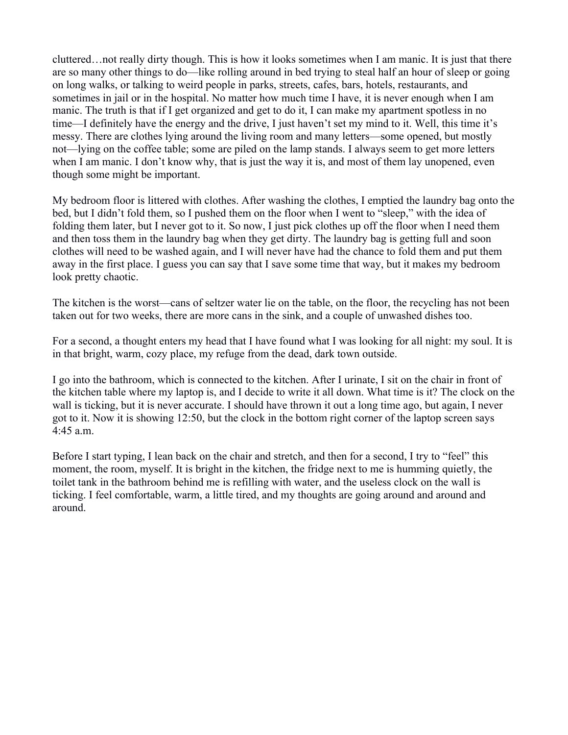cluttered…not really dirty though. This is how it looks sometimes when I am manic. It is just that there are so many other things to do—like rolling around in bed trying to steal half an hour of sleep or going on long walks, or talking to weird people in parks, streets, cafes, bars, hotels, restaurants, and sometimes in jail or in the hospital. No matter how much time I have, it is never enough when I am manic. The truth is that if I get organized and get to do it, I can make my apartment spotless in no time—I definitely have the energy and the drive, I just haven't set my mind to it. Well, this time it's messy. There are clothes lying around the living room and many letters—some opened, but mostly not—lying on the coffee table; some are piled on the lamp stands. I always seem to get more letters when I am manic. I don't know why, that is just the way it is, and most of them lay unopened, even though some might be important.

My bedroom floor is littered with clothes. After washing the clothes, I emptied the laundry bag onto the bed, but I didn't fold them, so I pushed them on the floor when I went to "sleep," with the idea of folding them later, but I never got to it. So now, I just pick clothes up off the floor when I need them and then toss them in the laundry bag when they get dirty. The laundry bag is getting full and soon clothes will need to be washed again, and I will never have had the chance to fold them and put them away in the first place. I guess you can say that I save some time that way, but it makes my bedroom look pretty chaotic.

The kitchen is the worst—cans of seltzer water lie on the table, on the floor, the recycling has not been taken out for two weeks, there are more cans in the sink, and a couple of unwashed dishes too.

For a second, a thought enters my head that I have found what I was looking for all night: my soul. It is in that bright, warm, cozy place, my refuge from the dead, dark town outside.

I go into the bathroom, which is connected to the kitchen. After I urinate, I sit on the chair in front of the kitchen table where my laptop is, and I decide to write it all down. What time is it? The clock on the wall is ticking, but it is never accurate. I should have thrown it out a long time ago, but again, I never got to it. Now it is showing 12:50, but the clock in the bottom right corner of the laptop screen says 4:45 a.m.

Before I start typing, I lean back on the chair and stretch, and then for a second, I try to "feel" this moment, the room, myself. It is bright in the kitchen, the fridge next to me is humming quietly, the toilet tank in the bathroom behind me is refilling with water, and the useless clock on the wall is ticking. I feel comfortable, warm, a little tired, and my thoughts are going around and around and around.